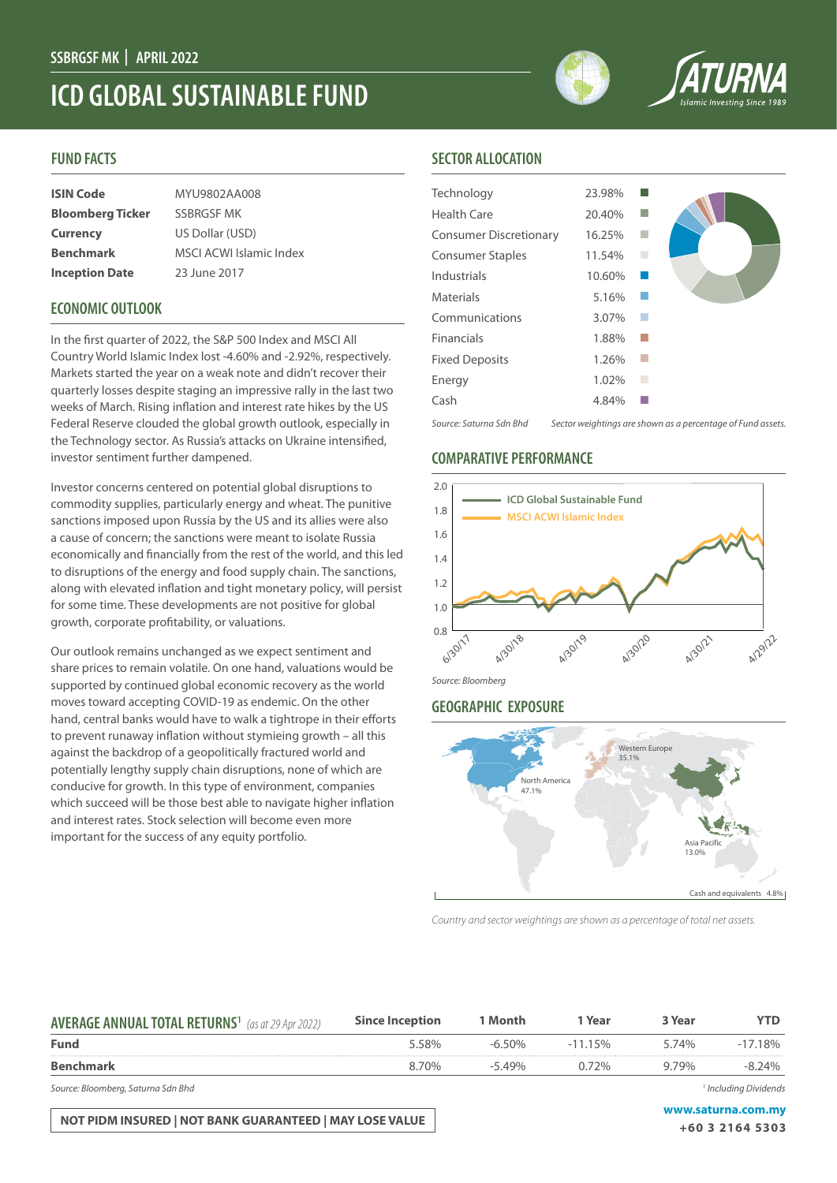SSBRGSF MK | APRIL 2022

# ICD GLOBAL SUSTAINABLE FUND

## FUND FACTS

| | |
|---|---|
| **ISIN Code** | MYU9802AA008 |
| **Bloomberg Ticker** | SSBRGSF MK |
| **Currency** | US Dollar (USD) |
| **Benchmark** | MSCI ACWI Islamic Index |
| **Inception Date** | 23 June 2017 |

## ECONOMIC OUTLOOK

In the first quarter of 2022, the S&P 500 Index and MSCI All Country World Islamic Index lost -4.60% and -2.92%, respectively. Markets started the year on a weak note and didn't recover their quarterly losses despite staging an impressive rally in the last two weeks of March. Rising inflation and interest rate hikes by the US Federal Reserve clouded the global growth outlook, especially in the Technology sector. As Russia's attacks on Ukraine intensified, investor sentiment further dampened.

Investor concerns centered on potential global disruptions to commodity supplies, particularly energy and wheat. The punitive sanctions imposed upon Russia by the US and its allies were also a cause of concern; the sanctions were meant to isolate Russia economically and financially from the rest of the world, and this led to disruptions of the energy and food supply chain. The sanctions, along with elevated inflation and tight monetary policy, will persist for some time. These developments are not positive for global growth, corporate profitability, or valuations.

Our outlook remains unchanged as we expect sentiment and share prices to remain volatile. On one hand, valuations would be supported by continued global economic recovery as the world moves toward accepting COVID-19 as endemic. On the other hand, central banks would have to walk a tightrope in their efforts to prevent runaway inflation without stymieing growth – all this against the backdrop of a geopolitically fractured world and potentially lengthy supply chain disruptions, none of which are conducive for growth. In this type of environment, companies which succeed will be those best able to navigate higher inflation and interest rates. Stock selection will become even more important for the success of any equity portfolio.

## SECTOR ALLOCATION

| Sector | Weight |
|---|---|
| Technology | 23.98% |
| Health Care | 20.40% |
| Consumer Discretionary | 16.25% |
| Consumer Staples | 11.54% |
| Industrials | 10.60% |
| Materials | 5.16% |
| Communications | 3.07% |
| Financials | 1.88% |
| Fixed Deposits | 1.26% |
| Energy | 1.02% |
| Cash | 4.84% |

*Source: Saturna Sdn Bhd* *Sector weightings are shown as a percentage of Fund assets.*

## COMPARATIVE PERFORMANCE

*Source: Bloomberg*

## GEOGRAPHIC EXPOSURE

- North America 47.1%
- Western Europe 35.1%
- Asia Pacific 13.0%
- Cash and equivalents 4.8%

*Country and sector weightings are shown as a percentage of total net assets.*

| **AVERAGE ANNUAL TOTAL RETURNS**[1] *(as at 29 Apr 2022)* | Since Inception | 1 Month | 1 Year | 3 Year | YTD |
|---|---|---|---|---|---|
| **Fund** | 5.58% | -6.50% | -11.15% | 5.74% | -17.18% |
| **Benchmark** | 8.70% | -5.49% | 0.72% | 9.79% | -8.24% |

*Source: Bloomberg, Saturna Sdn Bhd*

*[1] Including Dividends*

**NOT PIDM INSURED | NOT BANK GUARANTEED | MAY LOSE VALUE**

**www.saturna.com.my**
**+60 3 2164 5303**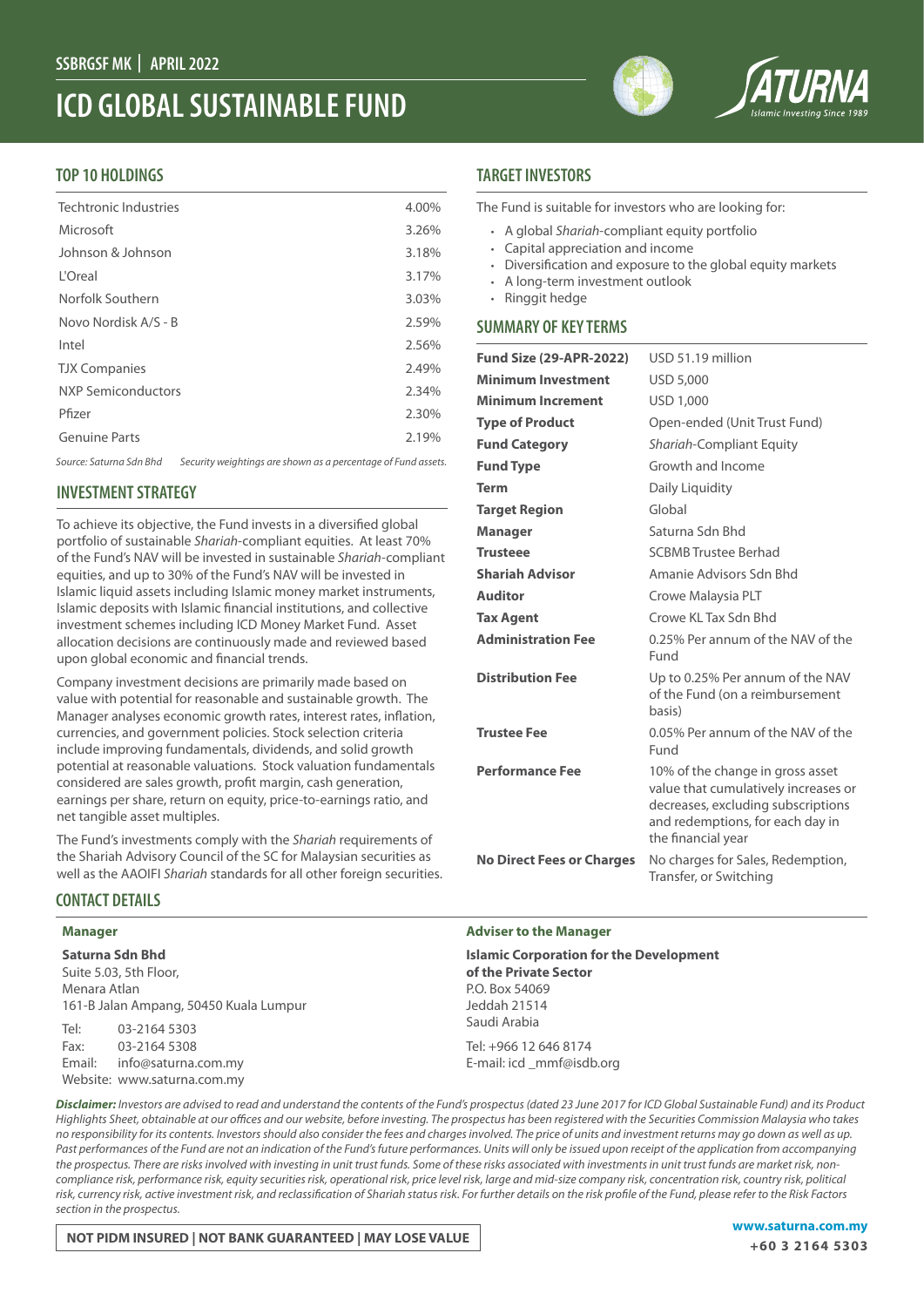SSBRGSF MK | APRIL 2022

# ICD GLOBAL SUSTAINABLE FUND

## TOP 10 HOLDINGS

| | |
|---|---|
| Techtronic Industries | 4.00% |
| Microsoft | 3.26% |
| Johnson & Johnson | 3.18% |
| L'Oreal | 3.17% |
| Norfolk Southern | 3.03% |
| Novo Nordisk A/S - B | 2.59% |
| Intel | 2.56% |
| TJX Companies | 2.49% |
| NXP Semiconductors | 2.34% |
| Pfizer | 2.30% |
| Genuine Parts | 2.19% |

*Source: Saturna Sdn Bhd* *Security weightings are shown as a percentage of Fund assets.*

## INVESTMENT STRATEGY

To achieve its objective, the Fund invests in a diversified global portfolio of sustainable *Shariah*-compliant equities. At least 70% of the Fund's NAV will be invested in sustainable *Shariah*-compliant equities, and up to 30% of the Fund's NAV will be invested in Islamic liquid assets including Islamic money market instruments, Islamic deposits with Islamic financial institutions, and collective investment schemes including ICD Money Market Fund. Asset allocation decisions are continuously made and reviewed based upon global economic and financial trends.

Company investment decisions are primarily made based on value with potential for reasonable and sustainable growth. The Manager analyses economic growth rates, interest rates, inflation, currencies, and government policies. Stock selection criteria include improving fundamentals, dividends, and solid growth potential at reasonable valuations. Stock valuation fundamentals considered are sales growth, profit margin, cash generation, earnings per share, return on equity, price-to-earnings ratio, and net tangible asset multiples.

The Fund's investments comply with the *Shariah* requirements of the Shariah Advisory Council of the SC for Malaysian securities as well as the AAOIFI *Shariah* standards for all other foreign securities.

## TARGET INVESTORS

The Fund is suitable for investors who are looking for:

- A global *Shariah*-compliant equity portfolio
- Capital appreciation and income
- Diversification and exposure to the global equity markets
- A long-term investment outlook
- Ringgit hedge

## SUMMARY OF KEY TERMS

| | |
|---|---|
| **Fund Size (29-APR-2022)** | USD 51.19 million |
| **Minimum Investment** | USD 5,000 |
| **Minimum Increment** | USD 1,000 |
| **Type of Product** | Open-ended (Unit Trust Fund) |
| **Fund Category** | *Shariah*-Compliant Equity |
| **Fund Type** | Growth and Income |
| **Term** | Daily Liquidity |
| **Target Region** | Global |
| **Manager** | Saturna Sdn Bhd |
| **Trusteee** | SCBMB Trustee Berhad |
| **Shariah Advisor** | Amanie Advisors Sdn Bhd |
| **Auditor** | Crowe Malaysia PLT |
| **Tax Agent** | Crowe KL Tax Sdn Bhd |
| **Administration Fee** | 0.25% Per annum of the NAV of the Fund |
| **Distribution Fee** | Up to 0.25% Per annum of the NAV of the Fund (on a reimbursement basis) |
| **Trustee Fee** | 0.05% Per annum of the NAV of the Fund |
| **Performance Fee** | 10% of the change in gross asset value that cumulatively increases or decreases, excluding subscriptions and redemptions, for each day in the financial year |
| **No Direct Fees or Charges** | No charges for Sales, Redemption, Transfer, or Switching |

## CONTACT DETAILS

**Manager**

**Saturna Sdn Bhd**
Suite 5.03, 5th Floor,
Menara Atlan
161-B Jalan Ampang, 50450 Kuala Lumpur

Tel: 03-2164 5303
Fax: 03-2164 5308
Email: info@saturna.com.my
Website: www.saturna.com.my

**Adviser to the Manager**

**Islamic Corporation for the Development of the Private Sector**
P.O. Box 54069
Jeddah 21514
Saudi Arabia

Tel: +966 12 646 8174
E-mail: icd _mmf@isdb.org

***Disclaimer:*** *Investors are advised to read and understand the contents of the Fund's prospectus (dated 23 June 2017 for ICD Global Sustainable Fund) and its Product Highlights Sheet, obtainable at our offices and our website, before investing. The prospectus has been registered with the Securities Commission Malaysia who takes no responsibility for its contents. Investors should also consider the fees and charges involved. The price of units and investment returns may go down as well as up. Past performances of the Fund are not an indication of the Fund's future performances. Units will only be issued upon receipt of the application from accompanying the prospectus. There are risks involved with investing in unit trust funds. Some of these risks associated with investments in unit trust funds are market risk, non-compliance risk, performance risk, equity securities risk, operational risk, price level risk, large and mid-size company risk, concentration risk, country risk, political risk, currency risk, active investment risk, and reclassification of Shariah status risk. For further details on the risk profile of the Fund, please refer to the Risk Factors section in the prospectus.*

**NOT PIDM INSURED | NOT BANK GUARANTEED | MAY LOSE VALUE**

**www.saturna.com.my**
**+60 3 2164 5303**